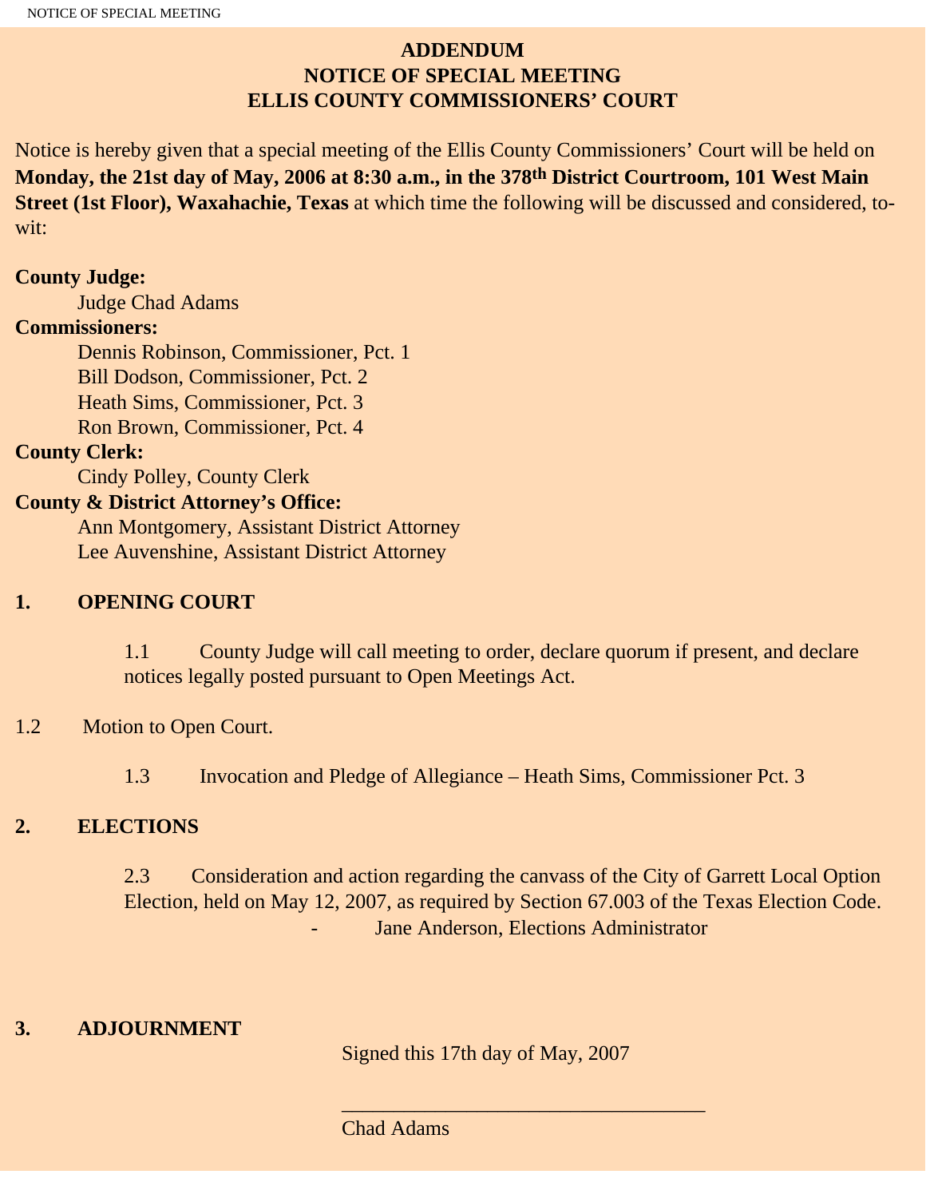# ADDENDUM
# NOTICE OF SPECIAL MEETING
# ELLIS COUNTY COMMISSIONERS' COURT

Notice is hereby given that a special meeting of the Ellis County Commissioners' Court will be held on **Monday, the 21st day of May, 2006 at 8:30 a.m., in the 378th District Courtroom, 101 West Main Street (1st Floor), Waxahachie, Texas** at which time the following will be discussed and considered, to-wit:

**County Judge:**
Judge Chad Adams

**Commissioners:**
Dennis Robinson, Commissioner, Pct. 1
Bill Dodson, Commissioner, Pct. 2
Heath Sims, Commissioner, Pct. 3
Ron Brown, Commissioner, Pct. 4

**County Clerk:**
Cindy Polley, County Clerk

**County & District Attorney's Office:**
Ann Montgomery, Assistant District Attorney
Lee Auvenshine, Assistant District Attorney

**1. OPENING COURT**

1.1 County Judge will call meeting to order, declare quorum if present, and declare notices legally posted pursuant to Open Meetings Act.

1.2 Motion to Open Court.

1.3 Invocation and Pledge of Allegiance – Heath Sims, Commissioner Pct. 3

**2. ELECTIONS**

2.3 Consideration and action regarding the canvass of the City of Garrett Local Option Election, held on May 12, 2007, as required by Section 67.003 of the Texas Election Code.
- Jane Anderson, Elections Administrator

**3. ADJOURNMENT**

Signed this 17th day of May, 2007

___________________________________
Chad Adams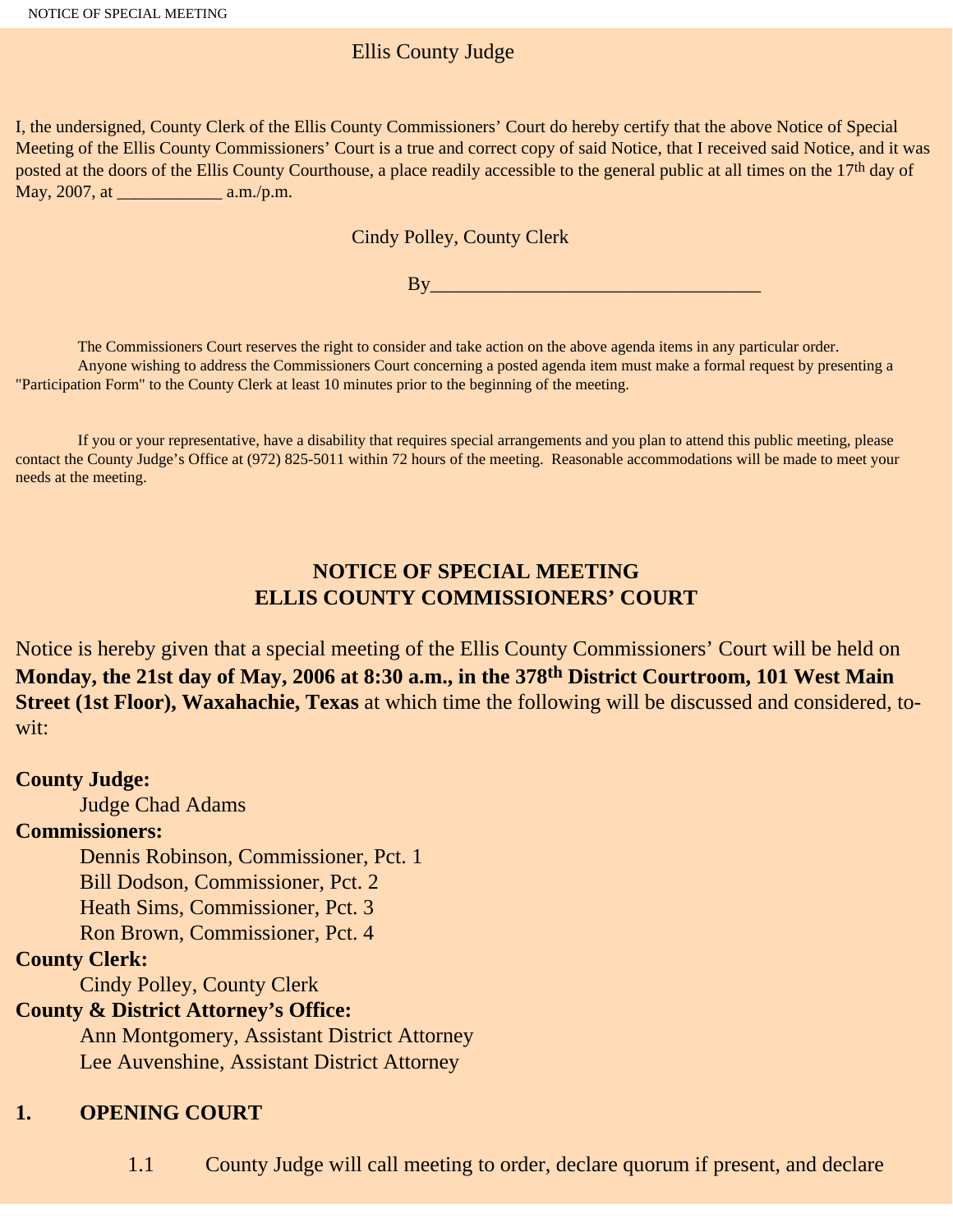Ellis County Judge

I, the undersigned, County Clerk of the Ellis County Commissioners' Court do hereby certify that the above Notice of Special Meeting of the Ellis County Commissioners' Court is a true and correct copy of said Notice, that I received said Notice, and it was posted at the doors of the Ellis County Courthouse, a place readily accessible to the general public at all times on the 17th day of May, 2007, at ____________ a.m./p.m.

Cindy Polley, County Clerk

By__________________________________

The Commissioners Court reserves the right to consider and take action on the above agenda items in any particular order.

Anyone wishing to address the Commissioners Court concerning a posted agenda item must make a formal request by presenting a "Participation Form" to the County Clerk at least 10 minutes prior to the beginning of the meeting.

If you or your representative, have a disability that requires special arrangements and you plan to attend this public meeting, please contact the County Judge's Office at (972) 825-5011 within 72 hours of the meeting. Reasonable accommodations will be made to meet your needs at the meeting.

## NOTICE OF SPECIAL MEETING
## ELLIS COUNTY COMMISSIONERS' COURT

Notice is hereby given that a special meeting of the Ellis County Commissioners' Court will be held on **Monday, the 21st day of May, 2006 at 8:30 a.m., in the 378th District Courtroom, 101 West Main Street (1st Floor), Waxahachie, Texas** at which time the following will be discussed and considered, to-wit:

**County Judge:**

Judge Chad Adams

**Commissioners:**

Dennis Robinson, Commissioner, Pct. 1
Bill Dodson, Commissioner, Pct. 2
Heath Sims, Commissioner, Pct. 3
Ron Brown, Commissioner, Pct. 4

**County Clerk:**

Cindy Polley, County Clerk

**County & District Attorney's Office:**

Ann Montgomery, Assistant District Attorney
Lee Auvenshine, Assistant District Attorney

**1. OPENING COURT**

1.1 County Judge will call meeting to order, declare quorum if present, and declare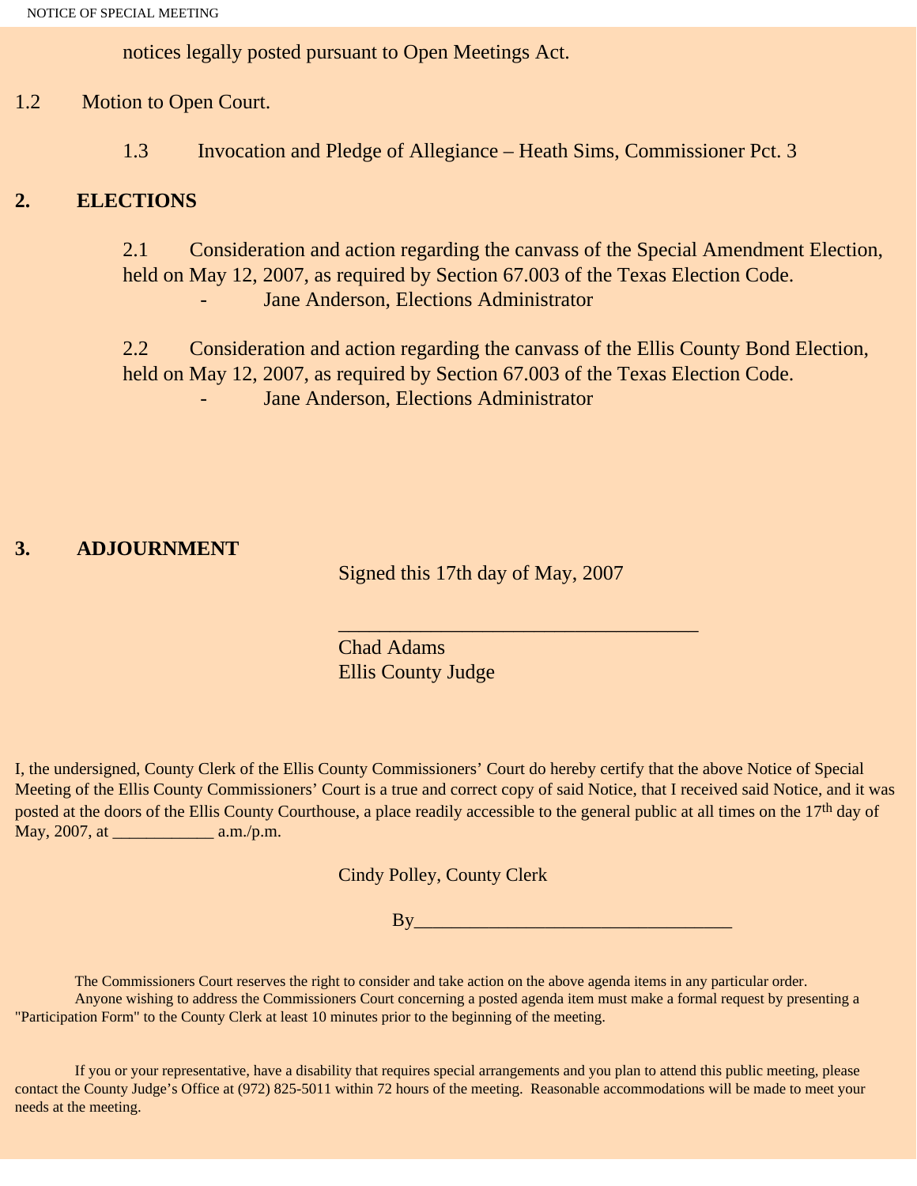notices legally posted pursuant to Open Meetings Act.

1.2 Motion to Open Court.

1.3 Invocation and Pledge of Allegiance – Heath Sims, Commissioner Pct. 3

**2. ELECTIONS**

2.1 Consideration and action regarding the canvass of the Special Amendment Election, held on May 12, 2007, as required by Section 67.003 of the Texas Election Code.

- Jane Anderson, Elections Administrator

2.2 Consideration and action regarding the canvass of the Ellis County Bond Election, held on May 12, 2007, as required by Section 67.003 of the Texas Election Code.

- Jane Anderson, Elections Administrator

**3. ADJOURNMENT**

Signed this 17th day of May, 2007

___________________________________

Chad Adams
Ellis County Judge

I, the undersigned, County Clerk of the Ellis County Commissioners' Court do hereby certify that the above Notice of Special Meeting of the Ellis County Commissioners' Court is a true and correct copy of said Notice, that I received said Notice, and it was posted at the doors of the Ellis County Courthouse, a place readily accessible to the general public at all times on the 17th day of May, 2007, at ____________ a.m./p.m.

Cindy Polley, County Clerk

By_________________________________

The Commissioners Court reserves the right to consider and take action on the above agenda items in any particular order.

Anyone wishing to address the Commissioners Court concerning a posted agenda item must make a formal request by presenting a "Participation Form" to the County Clerk at least 10 minutes prior to the beginning of the meeting.

If you or your representative, have a disability that requires special arrangements and you plan to attend this public meeting, please contact the County Judge's Office at (972) 825-5011 within 72 hours of the meeting. Reasonable accommodations will be made to meet your needs at the meeting.